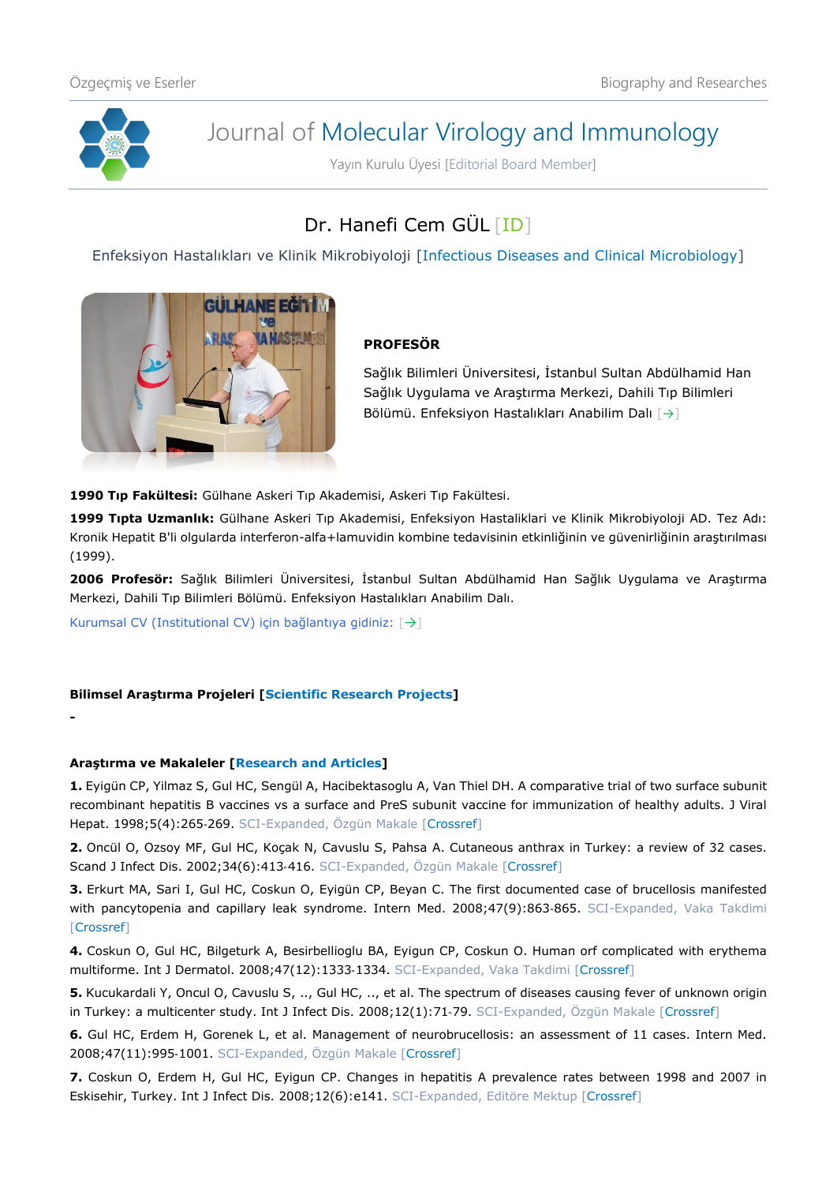# Journal of Molecular Virology and Immunology

Yayın Kurulu Üyesi [Editorial Board Member]

## Dr. Hanefi Cem GÜL [ID]

Enfeksiyon Hastalıkları ve Klinik Mikrobiyoloji [Infectious Diseases and Clinical Microbiology]

**PROFESÖR**

Sağlık Bilimleri Üniversitesi, İstanbul Sultan Abdülhamid Han Sağlık Uygulama ve Araştırma Merkezi, Dahili Tıp Bilimleri Bölümü. Enfeksiyon Hastalıkları Anabilim Dalı [→]

**1990 Tıp Fakültesi:** Gülhane Askeri Tıp Akademisi, Askeri Tıp Fakültesi.

**1999 Tıpta Uzmanlık:** Gülhane Askeri Tıp Akademisi, Enfeksiyon Hastaliklari ve Klinik Mikrobiyoloji AD. Tez Adı: Kronik Hepatit B'li olgularda interferon-alfa+lamuvidin kombine tedavisinin etkinliğinin ve güvenirliğinin araştırılması (1999).

**2006 Profesör:** Sağlık Bilimleri Üniversitesi, İstanbul Sultan Abdülhamid Han Sağlık Uygulama ve Araştırma Merkezi, Dahili Tıp Bilimleri Bölümü. Enfeksiyon Hastalıkları Anabilim Dalı.

Kurumsal CV (Institutional CV) için bağlantıya gidiniz: [→]

**Bilimsel Araştırma Projeleri [Scientific Research Projects]**

-

**Araştırma ve Makaleler [Research and Articles]**

**1.** Eyigün CP, Yilmaz S, Gul HC, Sengül A, Hacibektasoglu A, Van Thiel DH. A comparative trial of two surface subunit recombinant hepatitis B vaccines vs a surface and PreS subunit vaccine for immunization of healthy adults. J Viral Hepat. 1998;5(4):265-269. SCI-Expanded, Özgün Makale [Crossref]

**2.** Oncül O, Ozsoy MF, Gul HC, Koçak N, Cavuslu S, Pahsa A. Cutaneous anthrax in Turkey: a review of 32 cases. Scand J Infect Dis. 2002;34(6):413-416. SCI-Expanded, Özgün Makale [Crossref]

**3.** Erkurt MA, Sari I, Gul HC, Coskun O, Eyigün CP, Beyan C. The first documented case of brucellosis manifested with pancytopenia and capillary leak syndrome. Intern Med. 2008;47(9):863-865. SCI-Expanded, Vaka Takdimi [Crossref]

**4.** Coskun O, Gul HC, Bilgeturk A, Besirbellioglu BA, Eyigun CP, Coskun O. Human orf complicated with erythema multiforme. Int J Dermatol. 2008;47(12):1333-1334. SCI-Expanded, Vaka Takdimi [Crossref]

**5.** Kucukardali Y, Oncul O, Cavuslu S, .., Gul HC, .., et al. The spectrum of diseases causing fever of unknown origin in Turkey: a multicenter study. Int J Infect Dis. 2008;12(1):71-79. SCI-Expanded, Özgün Makale [Crossref]

**6.** Gul HC, Erdem H, Gorenek L, et al. Management of neurobrucellosis: an assessment of 11 cases. Intern Med. 2008;47(11):995-1001. SCI-Expanded, Özgün Makale [Crossref]

**7.** Coskun O, Erdem H, Gul HC, Eyigun CP. Changes in hepatitis A prevalence rates between 1998 and 2007 in Eskisehir, Turkey. Int J Infect Dis. 2008;12(6):e141. SCI-Expanded, Editöre Mektup [Crossref]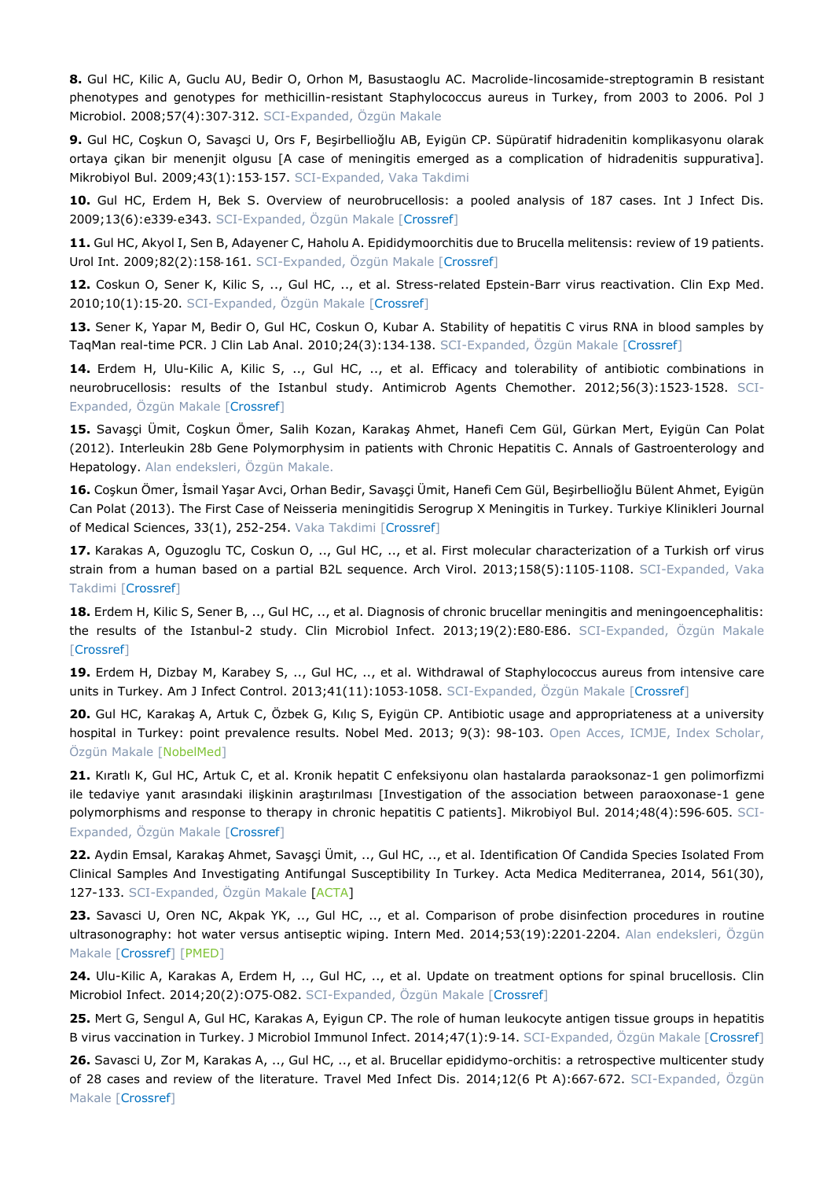**8.** Gul HC, Kilic A, Guclu AU, Bedir O, Orhon M, Basustaoglu AC. Macrolide-lincosamide-streptogramin B resistant phenotypes and genotypes for methicillin-resistant Staphylococcus aureus in Turkey, from 2003 to 2006. Pol J Microbiol. 2008;57(4):307-312. SCI-Expanded, Özgün Makale

**9.** Gul HC, Coşkun O, Savaşci U, Ors F, Beşirbellioğlu AB, Eyigün CP. Süpüratif hidradenitin komplikasyonu olarak ortaya çıkan bir menenjit olgusu [A case of meningitis emerged as a complication of hidradenitis suppurativa]. Mikrobiyol Bul. 2009;43(1):153-157. SCI-Expanded, Vaka Takdimi

**10.** Gul HC, Erdem H, Bek S. Overview of neurobrucellosis: a pooled analysis of 187 cases. Int J Infect Dis. 2009;13(6):e339-e343. SCI-Expanded, Özgün Makale [Crossref]

**11.** Gul HC, Akyol I, Sen B, Adayener C, Haholu A. Epididymoorchitis due to Brucella melitensis: review of 19 patients. Urol Int. 2009;82(2):158-161. SCI-Expanded, Özgün Makale [Crossref]

**12.** Coskun O, Sener K, Kilic S, .., Gul HC, .., et al. Stress-related Epstein-Barr virus reactivation. Clin Exp Med. 2010;10(1):15-20. SCI-Expanded, Özgün Makale [Crossref]

**13.** Sener K, Yapar M, Bedir O, Gul HC, Coskun O, Kubar A. Stability of hepatitis C virus RNA in blood samples by TaqMan real-time PCR. J Clin Lab Anal. 2010;24(3):134-138. SCI-Expanded, Özgün Makale [Crossref]

**14.** Erdem H, Ulu-Kilic A, Kilic S, .., Gul HC, .., et al. Efficacy and tolerability of antibiotic combinations in neurobrucellosis: results of the Istanbul study. Antimicrob Agents Chemother. 2012;56(3):1523-1528. SCI-Expanded, Özgün Makale [Crossref]

**15.** Savaşçi Ümit, Coşkun Ömer, Salih Kozan, Karakaş Ahmet, Hanefi Cem Gül, Gürkan Mert, Eyigün Can Polat (2012). Interleukin 28b Gene Polymorphysim in patients with Chronic Hepatitis C. Annals of Gastroenterology and Hepatology. Alan endeksleri, Özgün Makale.

**16.** Coşkun Ömer, İsmail Yaşar Avci, Orhan Bedir, Savaşçi Ümit, Hanefi Cem Gül, Beşirbellioğlu Bülent Ahmet, Eyigün Can Polat (2013). The First Case of Neisseria meningitidis Serogrup X Meningitis in Turkey. Turkiye Klinikleri Journal of Medical Sciences, 33(1), 252-254. Vaka Takdimi [Crossref]

**17.** Karakas A, Oguzoglu TC, Coskun O, .., Gul HC, .., et al. First molecular characterization of a Turkish orf virus strain from a human based on a partial B2L sequence. Arch Virol. 2013;158(5):1105-1108. SCI-Expanded, Vaka Takdimi [Crossref]

**18.** Erdem H, Kilic S, Sener B, .., Gul HC, .., et al. Diagnosis of chronic brucellar meningitis and meningoencephalitis: the results of the Istanbul-2 study. Clin Microbiol Infect. 2013;19(2):E80-E86. SCI-Expanded, Özgün Makale [Crossref]

**19.** Erdem H, Dizbay M, Karabey S, .., Gul HC, .., et al. Withdrawal of Staphylococcus aureus from intensive care units in Turkey. Am J Infect Control. 2013;41(11):1053-1058. SCI-Expanded, Özgün Makale [Crossref]

**20.** Gul HC, Karakaş A, Artuk C, Özbek G, Kılıç S, Eyigün CP. Antibiotic usage and appropriateness at a university hospital in Turkey: point prevalence results. Nobel Med. 2013; 9(3): 98-103. Open Acces, ICMJE, Index Scholar, Özgün Makale [NobelMed]

**21.** Kıratlı K, Gul HC, Artuk C, et al. Kronik hepatit C enfeksiyonu olan hastalarda paraoksonaz-1 gen polimorfizmi ile tedaviye yanıt arasındaki ilişkinin araştırılması [Investigation of the association between paraoxonase-1 gene polymorphisms and response to therapy in chronic hepatitis C patients]. Mikrobiyol Bul. 2014;48(4):596-605. SCI-Expanded, Özgün Makale [Crossref]

**22.** Aydin Emsal, Karakaş Ahmet, Savaşçi Ümit, .., Gul HC, .., et al. Identification Of Candida Species Isolated From Clinical Samples And Investigating Antifungal Susceptibility In Turkey. Acta Medica Mediterranea, 2014, 561(30), 127-133. SCI-Expanded, Özgün Makale [ACTA]

**23.** Savasci U, Oren NC, Akpak YK, .., Gul HC, .., et al. Comparison of probe disinfection procedures in routine ultrasonography: hot water versus antiseptic wiping. Intern Med. 2014;53(19):2201-2204. Alan endeksleri, Özgün Makale [Crossref] [PMED]

**24.** Ulu-Kilic A, Karakas A, Erdem H, .., Gul HC, .., et al. Update on treatment options for spinal brucellosis. Clin Microbiol Infect. 2014;20(2):O75-O82. SCI-Expanded, Özgün Makale [Crossref]

**25.** Mert G, Sengul A, Gul HC, Karakas A, Eyigun CP. The role of human leukocyte antigen tissue groups in hepatitis B virus vaccination in Turkey. J Microbiol Immunol Infect. 2014;47(1):9-14. SCI-Expanded, Özgün Makale [Crossref]

**26.** Savasci U, Zor M, Karakas A, .., Gul HC, .., et al. Brucellar epididymo-orchitis: a retrospective multicenter study of 28 cases and review of the literature. Travel Med Infect Dis. 2014;12(6 Pt A):667-672. SCI-Expanded, Özgün Makale [Crossref]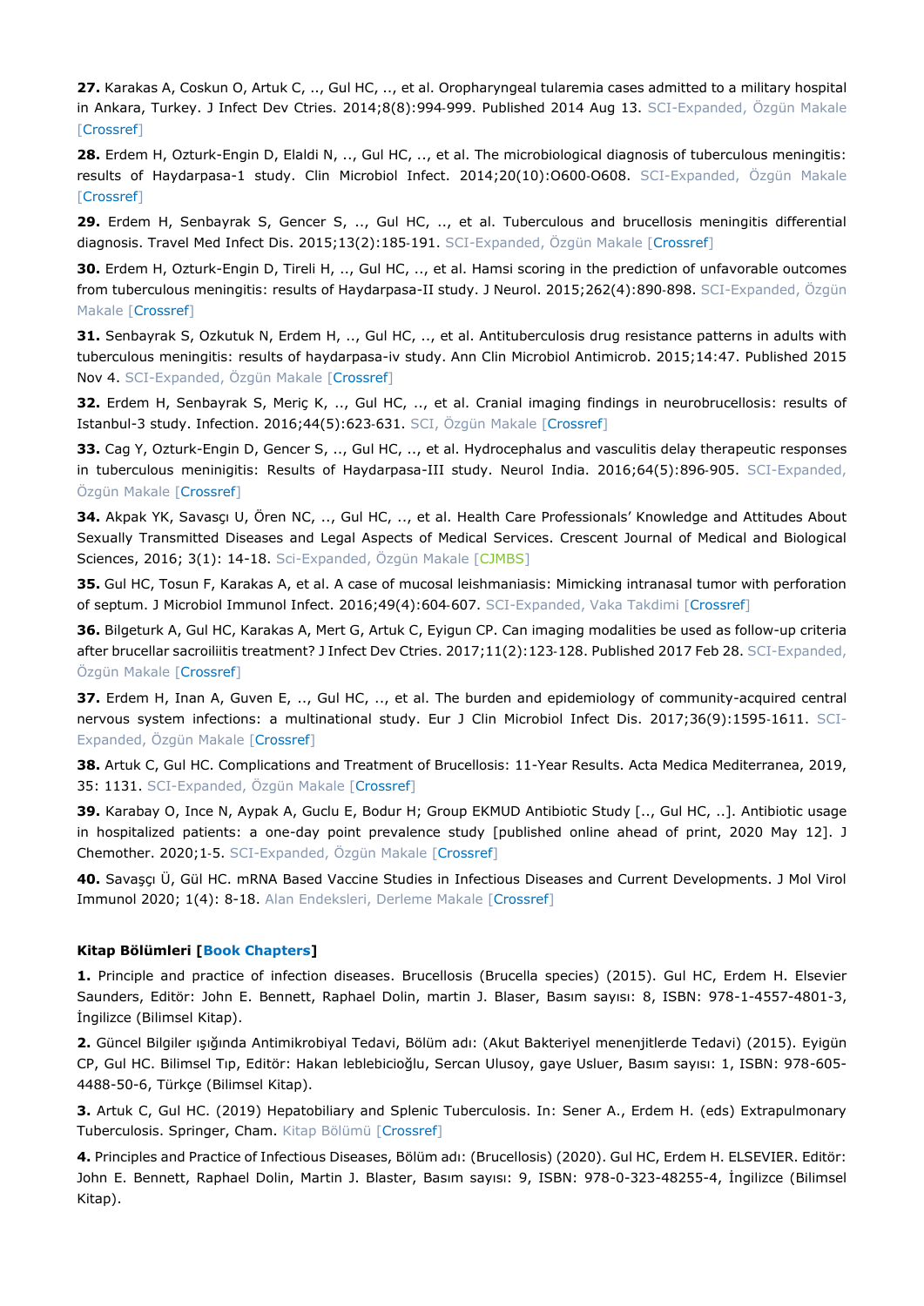**27.** Karakas A, Coskun O, Artuk C, .., Gul HC, .., et al. Oropharyngeal tularemia cases admitted to a military hospital in Ankara, Turkey. J Infect Dev Ctries. 2014;8(8):994-999. Published 2014 Aug 13. SCI-Expanded, Özgün Makale [Crossref]

**28.** Erdem H, Ozturk-Engin D, Elaldi N, .., Gul HC, .., et al. The microbiological diagnosis of tuberculous meningitis: results of Haydarpasa-1 study. Clin Microbiol Infect. 2014;20(10):O600-O608. SCI-Expanded, Özgün Makale [Crossref]

**29.** Erdem H, Senbayrak S, Gencer S, .., Gul HC, .., et al. Tuberculous and brucellosis meningitis differential diagnosis. Travel Med Infect Dis. 2015;13(2):185-191. SCI-Expanded, Özgün Makale [Crossref]

**30.** Erdem H, Ozturk-Engin D, Tireli H, .., Gul HC, .., et al. Hamsi scoring in the prediction of unfavorable outcomes from tuberculous meningitis: results of Haydarpasa-II study. J Neurol. 2015;262(4):890-898. SCI-Expanded, Özgün Makale [Crossref]

**31.** Senbayrak S, Ozkutuk N, Erdem H, .., Gul HC, .., et al. Antituberculosis drug resistance patterns in adults with tuberculous meningitis: results of haydarpasa-iv study. Ann Clin Microbiol Antimicrob. 2015;14:47. Published 2015 Nov 4. SCI-Expanded, Özgün Makale [Crossref]

**32.** Erdem H, Senbayrak S, Meriç K, .., Gul HC, .., et al. Cranial imaging findings in neurobrucellosis: results of Istanbul-3 study. Infection. 2016;44(5):623-631. SCI, Özgün Makale [Crossref]

**33.** Cag Y, Ozturk-Engin D, Gencer S, .., Gul HC, .., et al. Hydrocephalus and vasculitis delay therapeutic responses in tuberculous meninigitis: Results of Haydarpasa-III study. Neurol India. 2016;64(5):896-905. SCI-Expanded, Özgün Makale [Crossref]

**34.** Akpak YK, Savasçı U, Ören NC, .., Gul HC, .., et al. Health Care Professionals' Knowledge and Attitudes About Sexually Transmitted Diseases and Legal Aspects of Medical Services. Crescent Journal of Medical and Biological Sciences, 2016; 3(1): 14-18. Sci-Expanded, Özgün Makale [CJMBS]

**35.** Gul HC, Tosun F, Karakas A, et al. A case of mucosal leishmaniasis: Mimicking intranasal tumor with perforation of septum. J Microbiol Immunol Infect. 2016;49(4):604-607. SCI-Expanded, Vaka Takdimi [Crossref]

**36.** Bilgeturk A, Gul HC, Karakas A, Mert G, Artuk C, Eyigun CP. Can imaging modalities be used as follow-up criteria after brucellar sacroiliitis treatment? J Infect Dev Ctries. 2017;11(2):123-128. Published 2017 Feb 28. SCI-Expanded, Özgün Makale [Crossref]

**37.** Erdem H, Inan A, Guven E, .., Gul HC, .., et al. The burden and epidemiology of community-acquired central nervous system infections: a multinational study. Eur J Clin Microbiol Infect Dis. 2017;36(9):1595-1611. SCI-Expanded, Özgün Makale [Crossref]

**38.** Artuk C, Gul HC. Complications and Treatment of Brucellosis: 11-Year Results. Acta Medica Mediterranea, 2019, 35: 1131. SCI-Expanded, Özgün Makale [Crossref]

**39.** Karabay O, Ince N, Aypak A, Guclu E, Bodur H; Group EKMUD Antibiotic Study [.., Gul HC, ..]. Antibiotic usage in hospitalized patients: a one-day point prevalence study [published online ahead of print, 2020 May 12]. J Chemother. 2020;1-5. SCI-Expanded, Özgün Makale [Crossref]

**40.** Savaşçı Ü, Gül HC. mRNA Based Vaccine Studies in Infectious Diseases and Current Developments. J Mol Virol Immunol 2020; 1(4): 8-18. Alan Endeksleri, Derleme Makale [Crossref]

**Kitap Bölümleri [Book Chapters]**

**1.** Principle and practice of infection diseases. Brucellosis (Brucella species) (2015). Gul HC, Erdem H. Elsevier Saunders, Editör: John E. Bennett, Raphael Dolin, martin J. Blaser, Basım sayısı: 8, ISBN: 978-1-4557-4801-3, İngilizce (Bilimsel Kitap).

**2.** Güncel Bilgiler ışığında Antimikrobiyal Tedavi, Bölüm adı: (Akut Bakteriyel menenjitlerde Tedavi) (2015). Eyigün CP, Gul HC. Bilimsel Tıp, Editör: Hakan leblebicioğlu, Sercan Ulusoy, gaye Usluer, Basım sayısı: 1, ISBN: 978-605-4488-50-6, Türkçe (Bilimsel Kitap).

**3.** Artuk C, Gul HC. (2019) Hepatobiliary and Splenic Tuberculosis. In: Sener A., Erdem H. (eds) Extrapulmonary Tuberculosis. Springer, Cham. Kitap Bölümü [Crossref]

**4.** Principles and Practice of Infectious Diseases, Bölüm adı: (Brucellosis) (2020). Gul HC, Erdem H. ELSEVIER. Editör: John E. Bennett, Raphael Dolin, Martin J. Blaster, Basım sayısı: 9, ISBN: 978-0-323-48255-4, İngilizce (Bilimsel Kitap).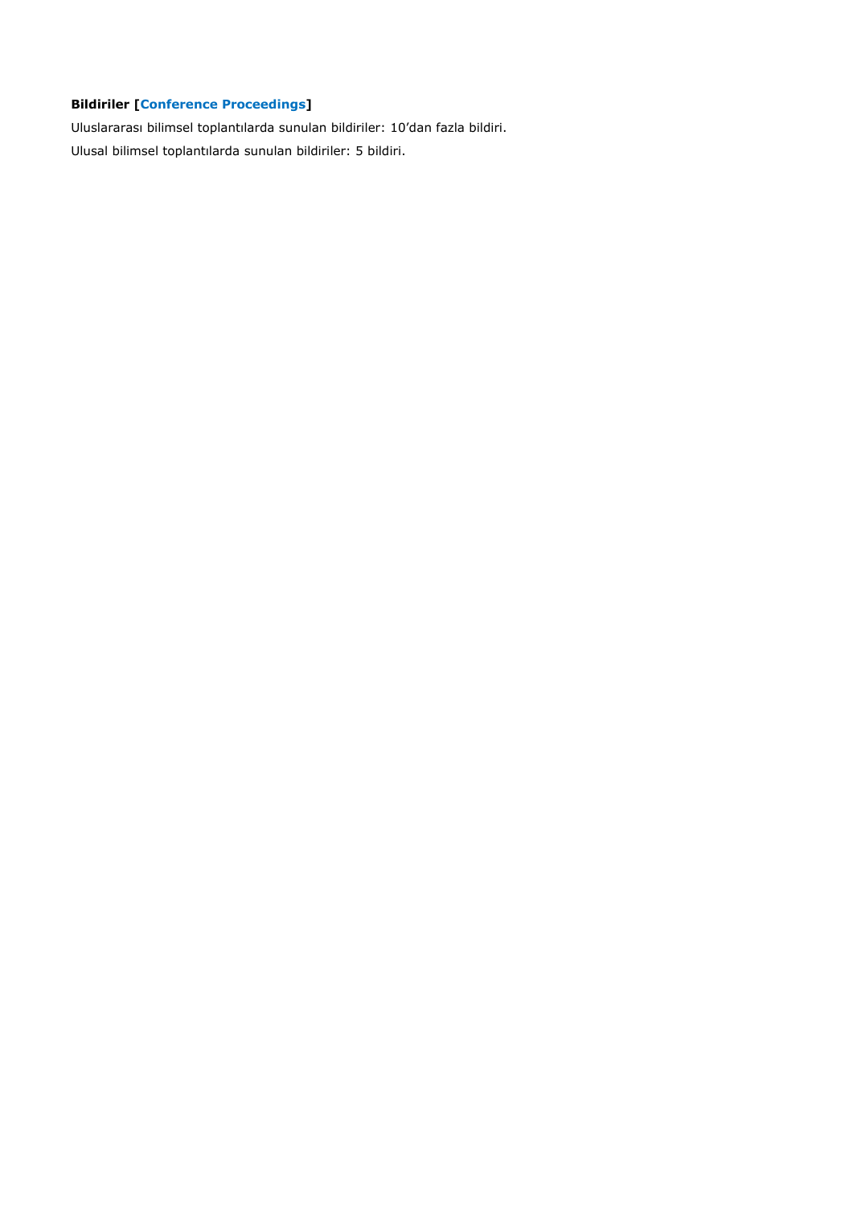**Bildiriler [Conference Proceedings]**

Uluslararası bilimsel toplantılarda sunulan bildiriler: 10'dan fazla bildiri.

Ulusal bilimsel toplantılarda sunulan bildiriler: 5 bildiri.